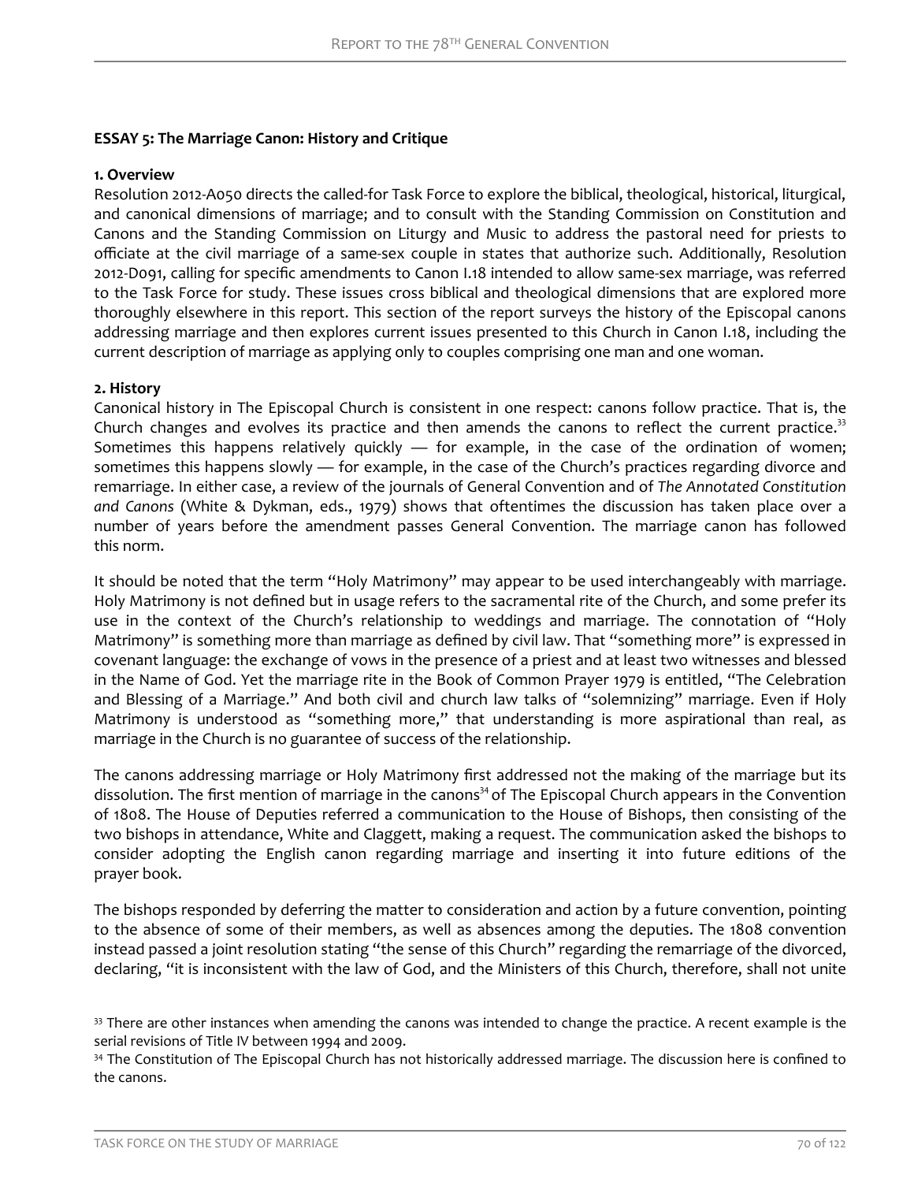## ESSAY 5: The Marriage Canon: History and Critique

### 1. Overview

Resolution 2012-A050 directs the called-for Task Force to explore the biblical, theological, historical, liturgical, and canonical dimensions of marriage; and to consult with the Standing Commission on Constitution and Canons and the Standing Commission on Liturgy and Music to address the pastoral need for priests to officiate at the civil marriage of a same-sex couple in states that authorize such. Additionally, Resolution 2012-D091, calling for specific amendments to Canon I.18 intended to allow same-sex marriage, was referred to the Task Force for study. These issues cross biblical and theological dimensions that are explored more thoroughly elsewhere in this report. This section of the report surveys the history of the Episcopal canons addressing marriage and then explores current issues presented to this Church in Canon I.18, including the current description of marriage as applying only to couples comprising one man and one woman.

### 2. History

Canonical history in The Episcopal Church is consistent in one respect: canons follow practice. That is, the Church changes and evolves its practice and then amends the canons to reflect the current practice.[33] Sometimes this happens relatively quickly — for example, in the case of the ordination of women; sometimes this happens slowly — for example, in the case of the Church's practices regarding divorce and remarriage. In either case, a review of the journals of General Convention and of *The Annotated Constitution and Canons* (White & Dykman, eds., 1979) shows that oftentimes the discussion has taken place over a number of years before the amendment passes General Convention. The marriage canon has followed this norm.

It should be noted that the term "Holy Matrimony" may appear to be used interchangeably with marriage. Holy Matrimony is not defined but in usage refers to the sacramental rite of the Church, and some prefer its use in the context of the Church's relationship to weddings and marriage. The connotation of "Holy Matrimony" is something more than marriage as defined by civil law. That "something more" is expressed in covenant language: the exchange of vows in the presence of a priest and at least two witnesses and blessed in the Name of God. Yet the marriage rite in the Book of Common Prayer 1979 is entitled, "The Celebration and Blessing of a Marriage." And both civil and church law talks of "solemnizing" marriage. Even if Holy Matrimony is understood as "something more," that understanding is more aspirational than real, as marriage in the Church is no guarantee of success of the relationship.

The canons addressing marriage or Holy Matrimony first addressed not the making of the marriage but its dissolution. The first mention of marriage in the canons[34] of The Episcopal Church appears in the Convention of 1808. The House of Deputies referred a communication to the House of Bishops, then consisting of the two bishops in attendance, White and Claggett, making a request. The communication asked the bishops to consider adopting the English canon regarding marriage and inserting it into future editions of the prayer book.

The bishops responded by deferring the matter to consideration and action by a future convention, pointing to the absence of some of their members, as well as absences among the deputies. The 1808 convention instead passed a joint resolution stating "the sense of this Church" regarding the remarriage of the divorced, declaring, "it is inconsistent with the law of God, and the Ministers of this Church, therefore, shall not unite

[33] There are other instances when amending the canons was intended to change the practice. A recent example is the serial revisions of Title IV between 1994 and 2009.

[34] The Constitution of The Episcopal Church has not historically addressed marriage. The discussion here is confined to the canons.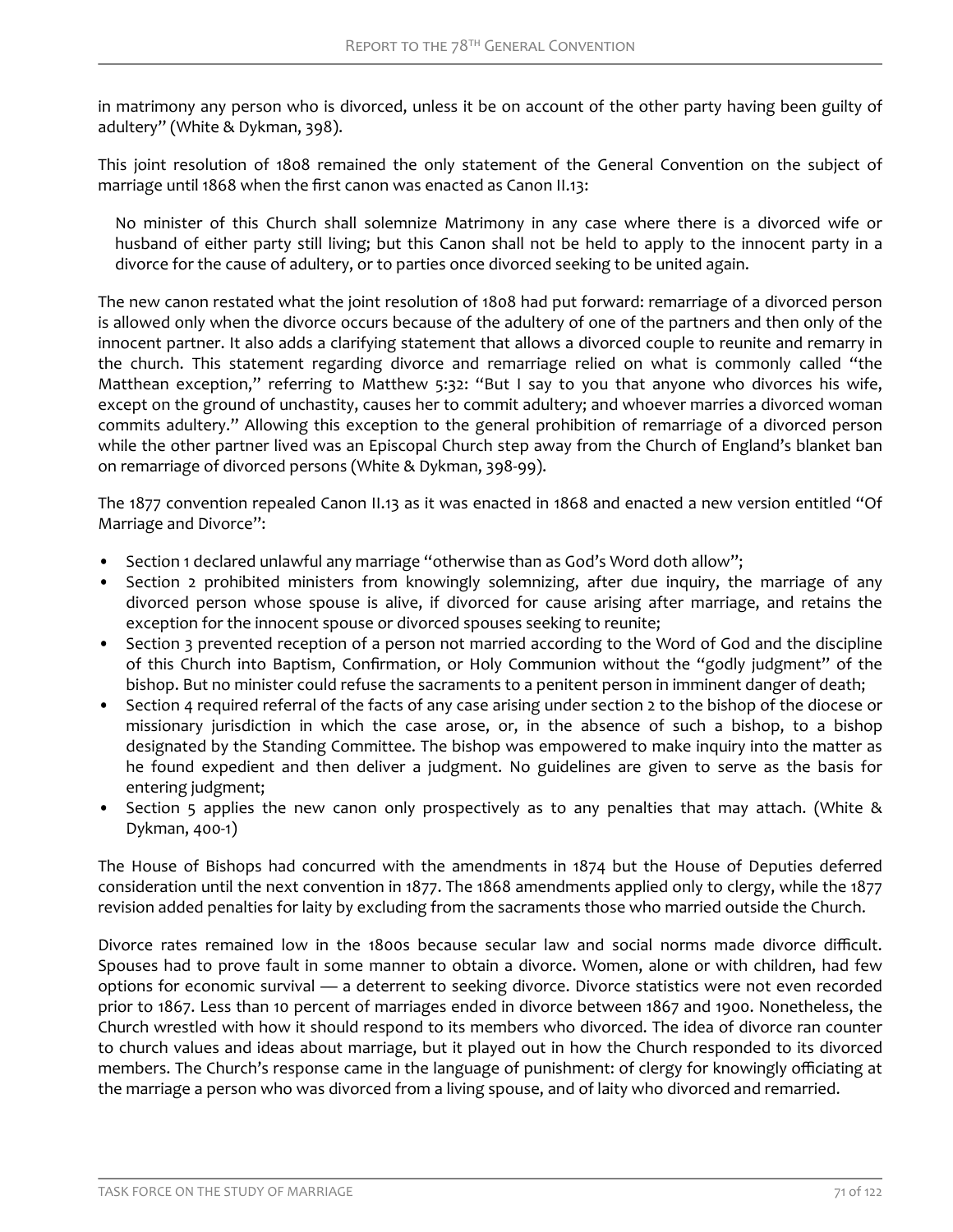in matrimony any person who is divorced, unless it be on account of the other party having been guilty of adultery" (White & Dykman, 398).

This joint resolution of 1808 remained the only statement of the General Convention on the subject of marriage until 1868 when the first canon was enacted as Canon II.13:

> No minister of this Church shall solemnize Matrimony in any case where there is a divorced wife or husband of either party still living; but this Canon shall not be held to apply to the innocent party in a divorce for the cause of adultery, or to parties once divorced seeking to be united again.

The new canon restated what the joint resolution of 1808 had put forward: remarriage of a divorced person is allowed only when the divorce occurs because of the adultery of one of the partners and then only of the innocent partner. It also adds a clarifying statement that allows a divorced couple to reunite and remarry in the church. This statement regarding divorce and remarriage relied on what is commonly called "the Matthean exception," referring to Matthew 5:32: "But I say to you that anyone who divorces his wife, except on the ground of unchastity, causes her to commit adultery; and whoever marries a divorced woman commits adultery." Allowing this exception to the general prohibition of remarriage of a divorced person while the other partner lived was an Episcopal Church step away from the Church of England's blanket ban on remarriage of divorced persons (White & Dykman, 398-99).

The 1877 convention repealed Canon II.13 as it was enacted in 1868 and enacted a new version entitled "Of Marriage and Divorce":

- Section 1 declared unlawful any marriage "otherwise than as God's Word doth allow";
- Section 2 prohibited ministers from knowingly solemnizing, after due inquiry, the marriage of any divorced person whose spouse is alive, if divorced for cause arising after marriage, and retains the exception for the innocent spouse or divorced spouses seeking to reunite;
- Section 3 prevented reception of a person not married according to the Word of God and the discipline of this Church into Baptism, Confirmation, or Holy Communion without the "godly judgment" of the bishop. But no minister could refuse the sacraments to a penitent person in imminent danger of death;
- Section 4 required referral of the facts of any case arising under section 2 to the bishop of the diocese or missionary jurisdiction in which the case arose, or, in the absence of such a bishop, to a bishop designated by the Standing Committee. The bishop was empowered to make inquiry into the matter as he found expedient and then deliver a judgment. No guidelines are given to serve as the basis for entering judgment;
- Section 5 applies the new canon only prospectively as to any penalties that may attach. (White & Dykman, 400-1)

The House of Bishops had concurred with the amendments in 1874 but the House of Deputies deferred consideration until the next convention in 1877. The 1868 amendments applied only to clergy, while the 1877 revision added penalties for laity by excluding from the sacraments those who married outside the Church.

Divorce rates remained low in the 1800s because secular law and social norms made divorce difficult. Spouses had to prove fault in some manner to obtain a divorce. Women, alone or with children, had few options for economic survival — a deterrent to seeking divorce. Divorce statistics were not even recorded prior to 1867. Less than 10 percent of marriages ended in divorce between 1867 and 1900. Nonetheless, the Church wrestled with how it should respond to its members who divorced. The idea of divorce ran counter to church values and ideas about marriage, but it played out in how the Church responded to its divorced members. The Church's response came in the language of punishment: of clergy for knowingly officiating at the marriage a person who was divorced from a living spouse, and of laity who divorced and remarried.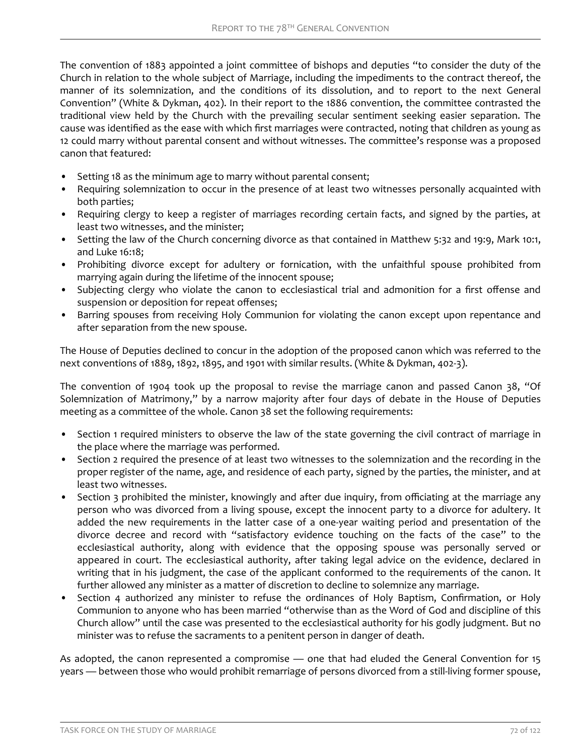The convention of 1883 appointed a joint committee of bishops and deputies "to consider the duty of the Church in relation to the whole subject of Marriage, including the impediments to the contract thereof, the manner of its solemnization, and the conditions of its dissolution, and to report to the next General Convention" (White & Dykman, 402). In their report to the 1886 convention, the committee contrasted the traditional view held by the Church with the prevailing secular sentiment seeking easier separation. The cause was identified as the ease with which first marriages were contracted, noting that children as young as 12 could marry without parental consent and without witnesses. The committee's response was a proposed canon that featured:

- Setting 18 as the minimum age to marry without parental consent;
- Requiring solemnization to occur in the presence of at least two witnesses personally acquainted with both parties;
- Requiring clergy to keep a register of marriages recording certain facts, and signed by the parties, at least two witnesses, and the minister;
- Setting the law of the Church concerning divorce as that contained in Matthew 5:32 and 19:9, Mark 10:1, and Luke 16:18;
- Prohibiting divorce except for adultery or fornication, with the unfaithful spouse prohibited from marrying again during the lifetime of the innocent spouse;
- Subjecting clergy who violate the canon to ecclesiastical trial and admonition for a first offense and suspension or deposition for repeat offenses;
- Barring spouses from receiving Holy Communion for violating the canon except upon repentance and after separation from the new spouse.

The House of Deputies declined to concur in the adoption of the proposed canon which was referred to the next conventions of 1889, 1892, 1895, and 1901 with similar results. (White & Dykman, 402-3).

The convention of 1904 took up the proposal to revise the marriage canon and passed Canon 38, "Of Solemnization of Matrimony," by a narrow majority after four days of debate in the House of Deputies meeting as a committee of the whole. Canon 38 set the following requirements:

- Section 1 required ministers to observe the law of the state governing the civil contract of marriage in the place where the marriage was performed.
- Section 2 required the presence of at least two witnesses to the solemnization and the recording in the proper register of the name, age, and residence of each party, signed by the parties, the minister, and at least two witnesses.
- Section 3 prohibited the minister, knowingly and after due inquiry, from officiating at the marriage any person who was divorced from a living spouse, except the innocent party to a divorce for adultery. It added the new requirements in the latter case of a one-year waiting period and presentation of the divorce decree and record with "satisfactory evidence touching on the facts of the case" to the ecclesiastical authority, along with evidence that the opposing spouse was personally served or appeared in court. The ecclesiastical authority, after taking legal advice on the evidence, declared in writing that in his judgment, the case of the applicant conformed to the requirements of the canon. It further allowed any minister as a matter of discretion to decline to solemnize any marriage.
- Section 4 authorized any minister to refuse the ordinances of Holy Baptism, Confirmation, or Holy Communion to anyone who has been married "otherwise than as the Word of God and discipline of this Church allow" until the case was presented to the ecclesiastical authority for his godly judgment. But no minister was to refuse the sacraments to a penitent person in danger of death.

As adopted, the canon represented a compromise — one that had eluded the General Convention for 15 years — between those who would prohibit remarriage of persons divorced from a still-living former spouse,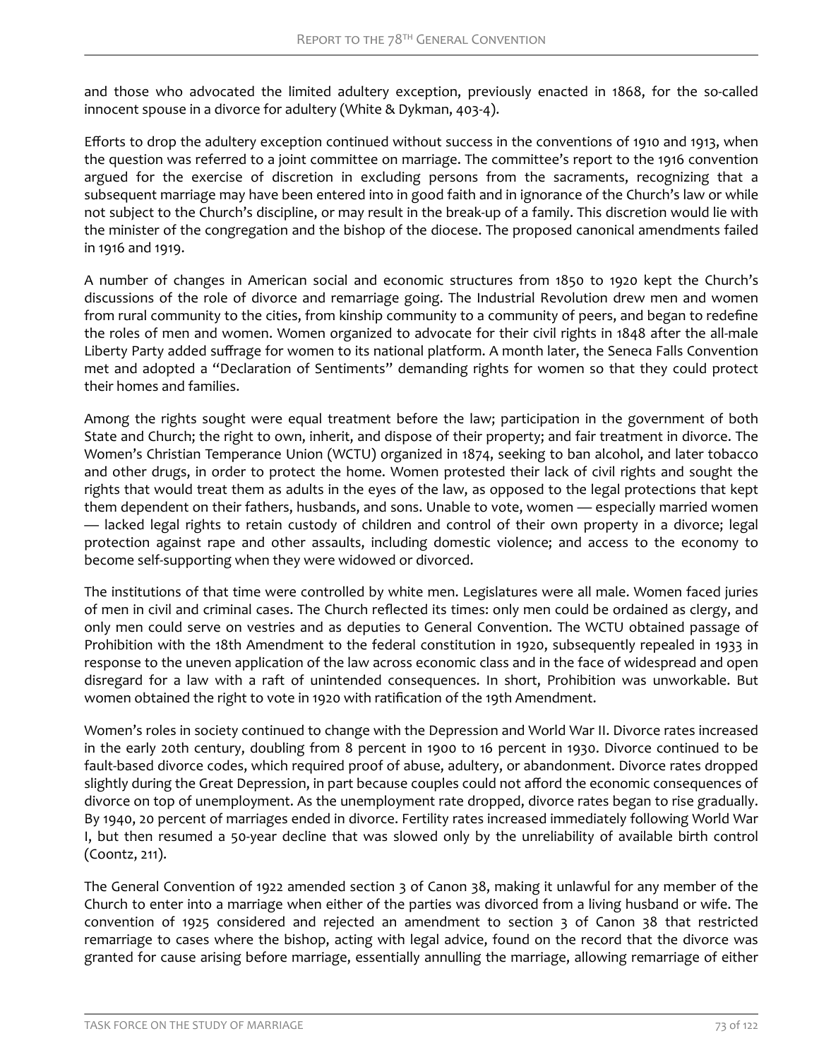and those who advocated the limited adultery exception, previously enacted in 1868, for the so-called innocent spouse in a divorce for adultery (White & Dykman, 403-4).

Efforts to drop the adultery exception continued without success in the conventions of 1910 and 1913, when the question was referred to a joint committee on marriage. The committee's report to the 1916 convention argued for the exercise of discretion in excluding persons from the sacraments, recognizing that a subsequent marriage may have been entered into in good faith and in ignorance of the Church's law or while not subject to the Church's discipline, or may result in the break-up of a family. This discretion would lie with the minister of the congregation and the bishop of the diocese. The proposed canonical amendments failed in 1916 and 1919.

A number of changes in American social and economic structures from 1850 to 1920 kept the Church's discussions of the role of divorce and remarriage going. The Industrial Revolution drew men and women from rural community to the cities, from kinship community to a community of peers, and began to redefine the roles of men and women. Women organized to advocate for their civil rights in 1848 after the all-male Liberty Party added suffrage for women to its national platform. A month later, the Seneca Falls Convention met and adopted a "Declaration of Sentiments" demanding rights for women so that they could protect their homes and families.

Among the rights sought were equal treatment before the law; participation in the government of both State and Church; the right to own, inherit, and dispose of their property; and fair treatment in divorce. The Women's Christian Temperance Union (WCTU) organized in 1874, seeking to ban alcohol, and later tobacco and other drugs, in order to protect the home. Women protested their lack of civil rights and sought the rights that would treat them as adults in the eyes of the law, as opposed to the legal protections that kept them dependent on their fathers, husbands, and sons. Unable to vote, women — especially married women — lacked legal rights to retain custody of children and control of their own property in a divorce; legal protection against rape and other assaults, including domestic violence; and access to the economy to become self-supporting when they were widowed or divorced.

The institutions of that time were controlled by white men. Legislatures were all male. Women faced juries of men in civil and criminal cases. The Church reflected its times: only men could be ordained as clergy, and only men could serve on vestries and as deputies to General Convention. The WCTU obtained passage of Prohibition with the 18th Amendment to the federal constitution in 1920, subsequently repealed in 1933 in response to the uneven application of the law across economic class and in the face of widespread and open disregard for a law with a raft of unintended consequences. In short, Prohibition was unworkable. But women obtained the right to vote in 1920 with ratification of the 19th Amendment.

Women's roles in society continued to change with the Depression and World War II. Divorce rates increased in the early 20th century, doubling from 8 percent in 1900 to 16 percent in 1930. Divorce continued to be fault-based divorce codes, which required proof of abuse, adultery, or abandonment. Divorce rates dropped slightly during the Great Depression, in part because couples could not afford the economic consequences of divorce on top of unemployment. As the unemployment rate dropped, divorce rates began to rise gradually. By 1940, 20 percent of marriages ended in divorce. Fertility rates increased immediately following World War I, but then resumed a 50-year decline that was slowed only by the unreliability of available birth control (Coontz, 211).

The General Convention of 1922 amended section 3 of Canon 38, making it unlawful for any member of the Church to enter into a marriage when either of the parties was divorced from a living husband or wife. The convention of 1925 considered and rejected an amendment to section 3 of Canon 38 that restricted remarriage to cases where the bishop, acting with legal advice, found on the record that the divorce was granted for cause arising before marriage, essentially annulling the marriage, allowing remarriage of either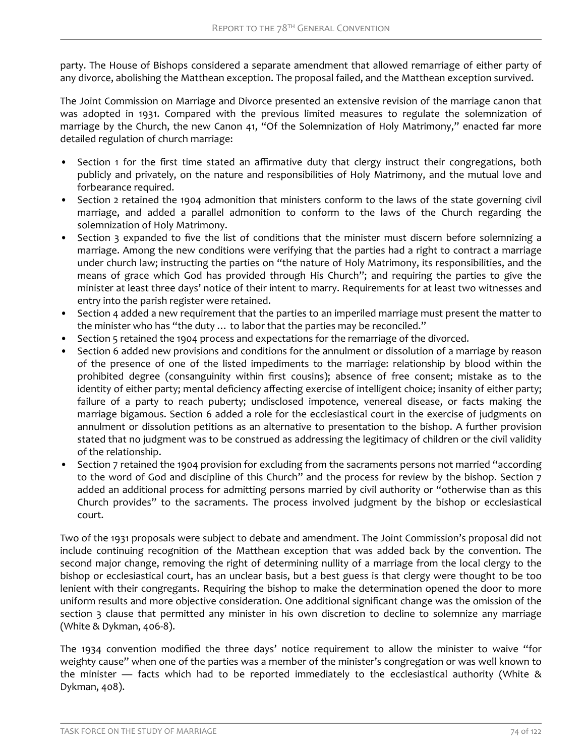party. The House of Bishops considered a separate amendment that allowed remarriage of either party of any divorce, abolishing the Matthean exception. The proposal failed, and the Matthean exception survived.

The Joint Commission on Marriage and Divorce presented an extensive revision of the marriage canon that was adopted in 1931. Compared with the previous limited measures to regulate the solemnization of marriage by the Church, the new Canon 41, "Of the Solemnization of Holy Matrimony," enacted far more detailed regulation of church marriage:

- Section 1 for the first time stated an affirmative duty that clergy instruct their congregations, both publicly and privately, on the nature and responsibilities of Holy Matrimony, and the mutual love and forbearance required.
- Section 2 retained the 1904 admonition that ministers conform to the laws of the state governing civil marriage, and added a parallel admonition to conform to the laws of the Church regarding the solemnization of Holy Matrimony.
- Section 3 expanded to five the list of conditions that the minister must discern before solemnizing a marriage. Among the new conditions were verifying that the parties had a right to contract a marriage under church law; instructing the parties on "the nature of Holy Matrimony, its responsibilities, and the means of grace which God has provided through His Church"; and requiring the parties to give the minister at least three days' notice of their intent to marry. Requirements for at least two witnesses and entry into the parish register were retained.
- Section 4 added a new requirement that the parties to an imperiled marriage must present the matter to the minister who has "the duty … to labor that the parties may be reconciled."
- Section 5 retained the 1904 process and expectations for the remarriage of the divorced.
- Section 6 added new provisions and conditions for the annulment or dissolution of a marriage by reason of the presence of one of the listed impediments to the marriage: relationship by blood within the prohibited degree (consanguinity within first cousins); absence of free consent; mistake as to the identity of either party; mental deficiency affecting exercise of intelligent choice; insanity of either party; failure of a party to reach puberty; undisclosed impotence, venereal disease, or facts making the marriage bigamous. Section 6 added a role for the ecclesiastical court in the exercise of judgments on annulment or dissolution petitions as an alternative to presentation to the bishop. A further provision stated that no judgment was to be construed as addressing the legitimacy of children or the civil validity of the relationship.
- Section 7 retained the 1904 provision for excluding from the sacraments persons not married "according to the word of God and discipline of this Church" and the process for review by the bishop. Section 7 added an additional process for admitting persons married by civil authority or "otherwise than as this Church provides" to the sacraments. The process involved judgment by the bishop or ecclesiastical court.

Two of the 1931 proposals were subject to debate and amendment. The Joint Commission's proposal did not include continuing recognition of the Matthean exception that was added back by the convention. The second major change, removing the right of determining nullity of a marriage from the local clergy to the bishop or ecclesiastical court, has an unclear basis, but a best guess is that clergy were thought to be too lenient with their congregants. Requiring the bishop to make the determination opened the door to more uniform results and more objective consideration. One additional significant change was the omission of the section 3 clause that permitted any minister in his own discretion to decline to solemnize any marriage (White & Dykman, 406-8).

The 1934 convention modified the three days' notice requirement to allow the minister to waive "for weighty cause" when one of the parties was a member of the minister's congregation or was well known to the minister — facts which had to be reported immediately to the ecclesiastical authority (White & Dykman, 408).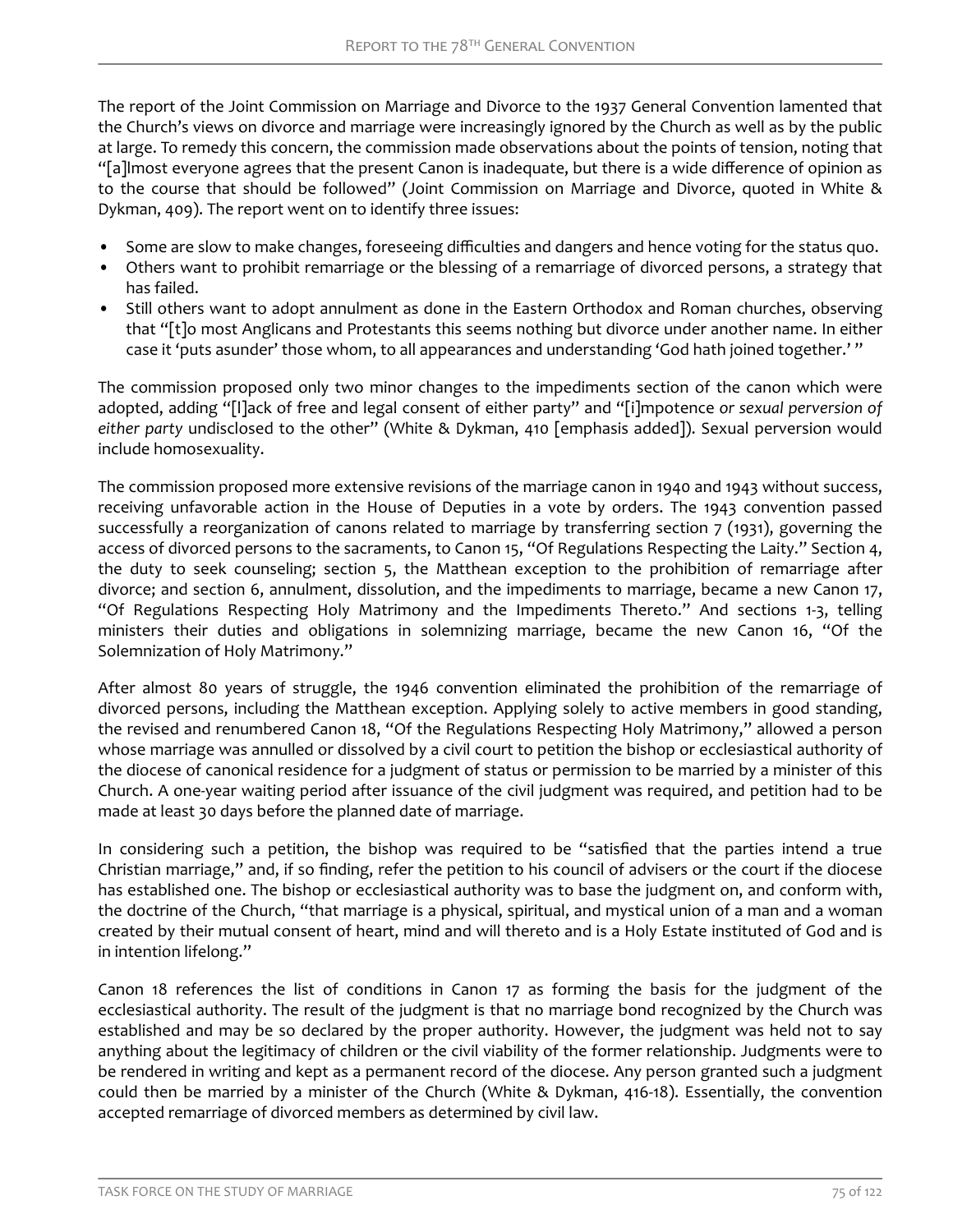The report of the Joint Commission on Marriage and Divorce to the 1937 General Convention lamented that the Church's views on divorce and marriage were increasingly ignored by the Church as well as by the public at large. To remedy this concern, the commission made observations about the points of tension, noting that "[a]lmost everyone agrees that the present Canon is inadequate, but there is a wide difference of opinion as to the course that should be followed" (Joint Commission on Marriage and Divorce, quoted in White & Dykman, 409). The report went on to identify three issues:

- Some are slow to make changes, foreseeing difficulties and dangers and hence voting for the status quo.
- Others want to prohibit remarriage or the blessing of a remarriage of divorced persons, a strategy that has failed.
- Still others want to adopt annulment as done in the Eastern Orthodox and Roman churches, observing that "[t]o most Anglicans and Protestants this seems nothing but divorce under another name. In either case it 'puts asunder' those whom, to all appearances and understanding 'God hath joined together.' "

The commission proposed only two minor changes to the impediments section of the canon which were adopted, adding "[l]ack of free and legal consent of either party" and "[i]mpotence *or sexual perversion of either party* undisclosed to the other" (White & Dykman, 410 [emphasis added]). Sexual perversion would include homosexuality.

The commission proposed more extensive revisions of the marriage canon in 1940 and 1943 without success, receiving unfavorable action in the House of Deputies in a vote by orders. The 1943 convention passed successfully a reorganization of canons related to marriage by transferring section 7 (1931), governing the access of divorced persons to the sacraments, to Canon 15, "Of Regulations Respecting the Laity." Section 4, the duty to seek counseling; section 5, the Matthean exception to the prohibition of remarriage after divorce; and section 6, annulment, dissolution, and the impediments to marriage, became a new Canon 17, "Of Regulations Respecting Holy Matrimony and the Impediments Thereto." And sections 1-3, telling ministers their duties and obligations in solemnizing marriage, became the new Canon 16, "Of the Solemnization of Holy Matrimony."

After almost 80 years of struggle, the 1946 convention eliminated the prohibition of the remarriage of divorced persons, including the Matthean exception. Applying solely to active members in good standing, the revised and renumbered Canon 18, "Of the Regulations Respecting Holy Matrimony," allowed a person whose marriage was annulled or dissolved by a civil court to petition the bishop or ecclesiastical authority of the diocese of canonical residence for a judgment of status or permission to be married by a minister of this Church. A one-year waiting period after issuance of the civil judgment was required, and petition had to be made at least 30 days before the planned date of marriage.

In considering such a petition, the bishop was required to be "satisfied that the parties intend a true Christian marriage," and, if so finding, refer the petition to his council of advisers or the court if the diocese has established one. The bishop or ecclesiastical authority was to base the judgment on, and conform with, the doctrine of the Church, "that marriage is a physical, spiritual, and mystical union of a man and a woman created by their mutual consent of heart, mind and will thereto and is a Holy Estate instituted of God and is in intention lifelong."

Canon 18 references the list of conditions in Canon 17 as forming the basis for the judgment of the ecclesiastical authority. The result of the judgment is that no marriage bond recognized by the Church was established and may be so declared by the proper authority. However, the judgment was held not to say anything about the legitimacy of children or the civil viability of the former relationship. Judgments were to be rendered in writing and kept as a permanent record of the diocese. Any person granted such a judgment could then be married by a minister of the Church (White & Dykman, 416-18). Essentially, the convention accepted remarriage of divorced members as determined by civil law.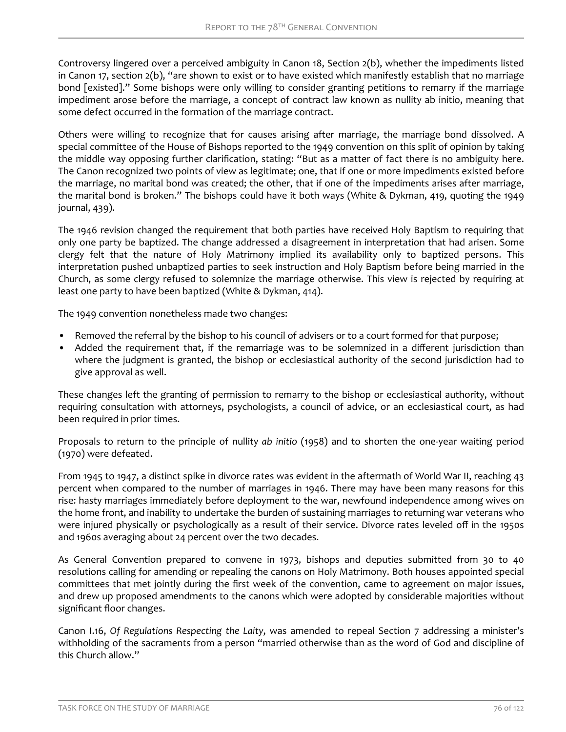Controversy lingered over a perceived ambiguity in Canon 18, Section 2(b), whether the impediments listed in Canon 17, section 2(b), "are shown to exist or to have existed which manifestly establish that no marriage bond [existed]." Some bishops were only willing to consider granting petitions to remarry if the marriage impediment arose before the marriage, a concept of contract law known as nullity ab initio, meaning that some defect occurred in the formation of the marriage contract.

Others were willing to recognize that for causes arising after marriage, the marriage bond dissolved. A special committee of the House of Bishops reported to the 1949 convention on this split of opinion by taking the middle way opposing further clarification, stating: "But as a matter of fact there is no ambiguity here. The Canon recognized two points of view as legitimate; one, that if one or more impediments existed before the marriage, no marital bond was created; the other, that if one of the impediments arises after marriage, the marital bond is broken." The bishops could have it both ways (White & Dykman, 419, quoting the 1949 journal, 439).

The 1946 revision changed the requirement that both parties have received Holy Baptism to requiring that only one party be baptized. The change addressed a disagreement in interpretation that had arisen. Some clergy felt that the nature of Holy Matrimony implied its availability only to baptized persons. This interpretation pushed unbaptized parties to seek instruction and Holy Baptism before being married in the Church, as some clergy refused to solemnize the marriage otherwise. This view is rejected by requiring at least one party to have been baptized (White & Dykman, 414).

The 1949 convention nonetheless made two changes:

- Removed the referral by the bishop to his council of advisers or to a court formed for that purpose;
- Added the requirement that, if the remarriage was to be solemnized in a different jurisdiction than where the judgment is granted, the bishop or ecclesiastical authority of the second jurisdiction had to give approval as well.

These changes left the granting of permission to remarry to the bishop or ecclesiastical authority, without requiring consultation with attorneys, psychologists, a council of advice, or an ecclesiastical court, as had been required in prior times.

Proposals to return to the principle of nullity *ab initio* (1958) and to shorten the one-year waiting period (1970) were defeated.

From 1945 to 1947, a distinct spike in divorce rates was evident in the aftermath of World War II, reaching 43 percent when compared to the number of marriages in 1946. There may have been many reasons for this rise: hasty marriages immediately before deployment to the war, newfound independence among wives on the home front, and inability to undertake the burden of sustaining marriages to returning war veterans who were injured physically or psychologically as a result of their service. Divorce rates leveled off in the 1950s and 1960s averaging about 24 percent over the two decades.

As General Convention prepared to convene in 1973, bishops and deputies submitted from 30 to 40 resolutions calling for amending or repealing the canons on Holy Matrimony. Both houses appointed special committees that met jointly during the first week of the convention, came to agreement on major issues, and drew up proposed amendments to the canons which were adopted by considerable majorities without significant floor changes.

Canon I.16, *Of Regulations Respecting the Laity*, was amended to repeal Section 7 addressing a minister's withholding of the sacraments from a person "married otherwise than as the word of God and discipline of this Church allow."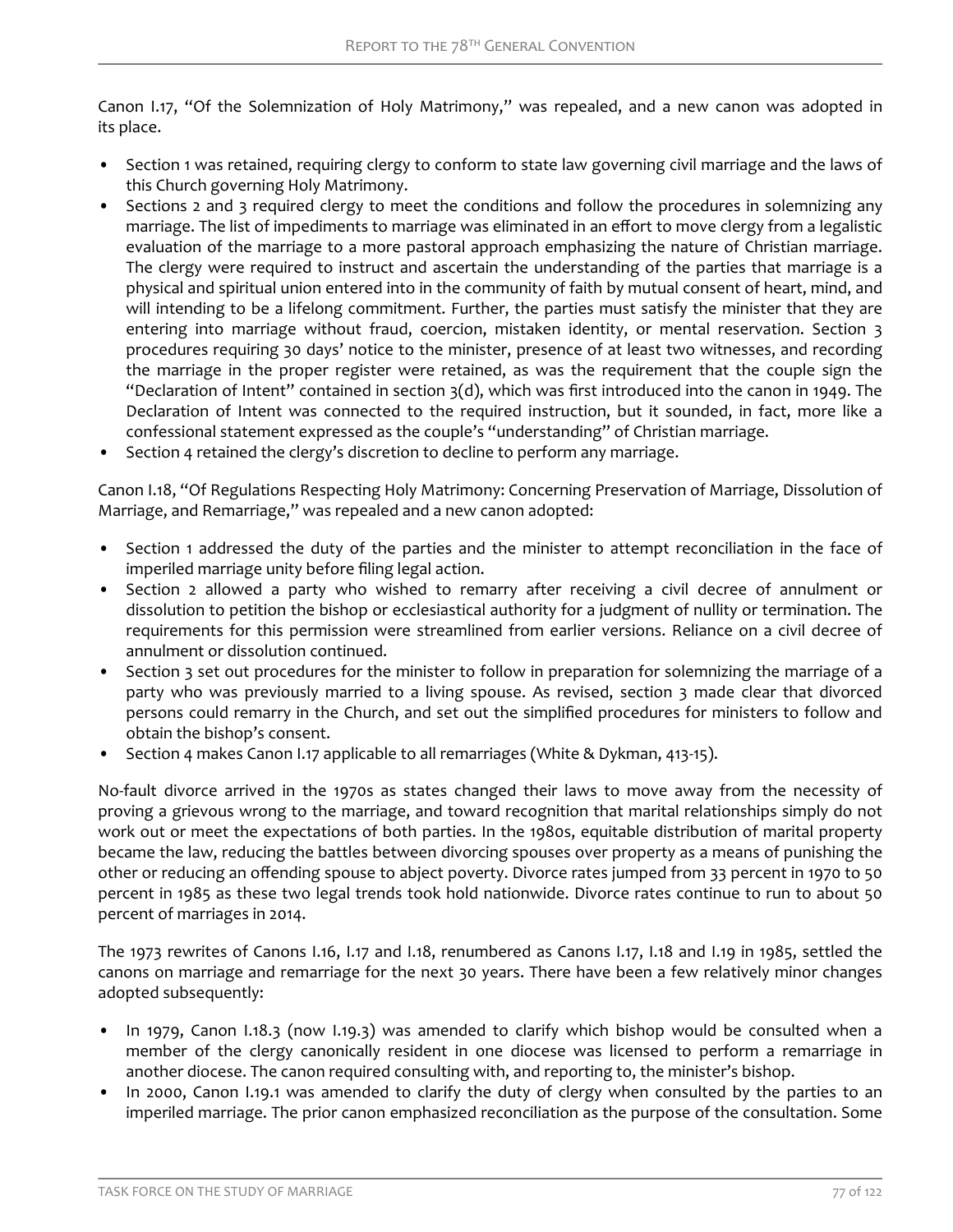Canon I.17, "Of the Solemnization of Holy Matrimony," was repealed, and a new canon was adopted in its place.

- Section 1 was retained, requiring clergy to conform to state law governing civil marriage and the laws of this Church governing Holy Matrimony.
- Sections 2 and 3 required clergy to meet the conditions and follow the procedures in solemnizing any marriage. The list of impediments to marriage was eliminated in an effort to move clergy from a legalistic evaluation of the marriage to a more pastoral approach emphasizing the nature of Christian marriage. The clergy were required to instruct and ascertain the understanding of the parties that marriage is a physical and spiritual union entered into in the community of faith by mutual consent of heart, mind, and will intending to be a lifelong commitment. Further, the parties must satisfy the minister that they are entering into marriage without fraud, coercion, mistaken identity, or mental reservation. Section 3 procedures requiring 30 days' notice to the minister, presence of at least two witnesses, and recording the marriage in the proper register were retained, as was the requirement that the couple sign the "Declaration of Intent" contained in section 3(d), which was first introduced into the canon in 1949. The Declaration of Intent was connected to the required instruction, but it sounded, in fact, more like a confessional statement expressed as the couple's "understanding" of Christian marriage.
- Section 4 retained the clergy's discretion to decline to perform any marriage.

Canon I.18, "Of Regulations Respecting Holy Matrimony: Concerning Preservation of Marriage, Dissolution of Marriage, and Remarriage," was repealed and a new canon adopted:

- Section 1 addressed the duty of the parties and the minister to attempt reconciliation in the face of imperiled marriage unity before filing legal action.
- Section 2 allowed a party who wished to remarry after receiving a civil decree of annulment or dissolution to petition the bishop or ecclesiastical authority for a judgment of nullity or termination. The requirements for this permission were streamlined from earlier versions. Reliance on a civil decree of annulment or dissolution continued.
- Section 3 set out procedures for the minister to follow in preparation for solemnizing the marriage of a party who was previously married to a living spouse. As revised, section 3 made clear that divorced persons could remarry in the Church, and set out the simplified procedures for ministers to follow and obtain the bishop's consent.
- Section 4 makes Canon I.17 applicable to all remarriages (White & Dykman, 413-15).

No-fault divorce arrived in the 1970s as states changed their laws to move away from the necessity of proving a grievous wrong to the marriage, and toward recognition that marital relationships simply do not work out or meet the expectations of both parties. In the 1980s, equitable distribution of marital property became the law, reducing the battles between divorcing spouses over property as a means of punishing the other or reducing an offending spouse to abject poverty. Divorce rates jumped from 33 percent in 1970 to 50 percent in 1985 as these two legal trends took hold nationwide. Divorce rates continue to run to about 50 percent of marriages in 2014.

The 1973 rewrites of Canons I.16, I.17 and I.18, renumbered as Canons I.17, I.18 and I.19 in 1985, settled the canons on marriage and remarriage for the next 30 years. There have been a few relatively minor changes adopted subsequently:

- In 1979, Canon I.18.3 (now I.19.3) was amended to clarify which bishop would be consulted when a member of the clergy canonically resident in one diocese was licensed to perform a remarriage in another diocese. The canon required consulting with, and reporting to, the minister's bishop.
- In 2000, Canon I.19.1 was amended to clarify the duty of clergy when consulted by the parties to an imperiled marriage. The prior canon emphasized reconciliation as the purpose of the consultation. Some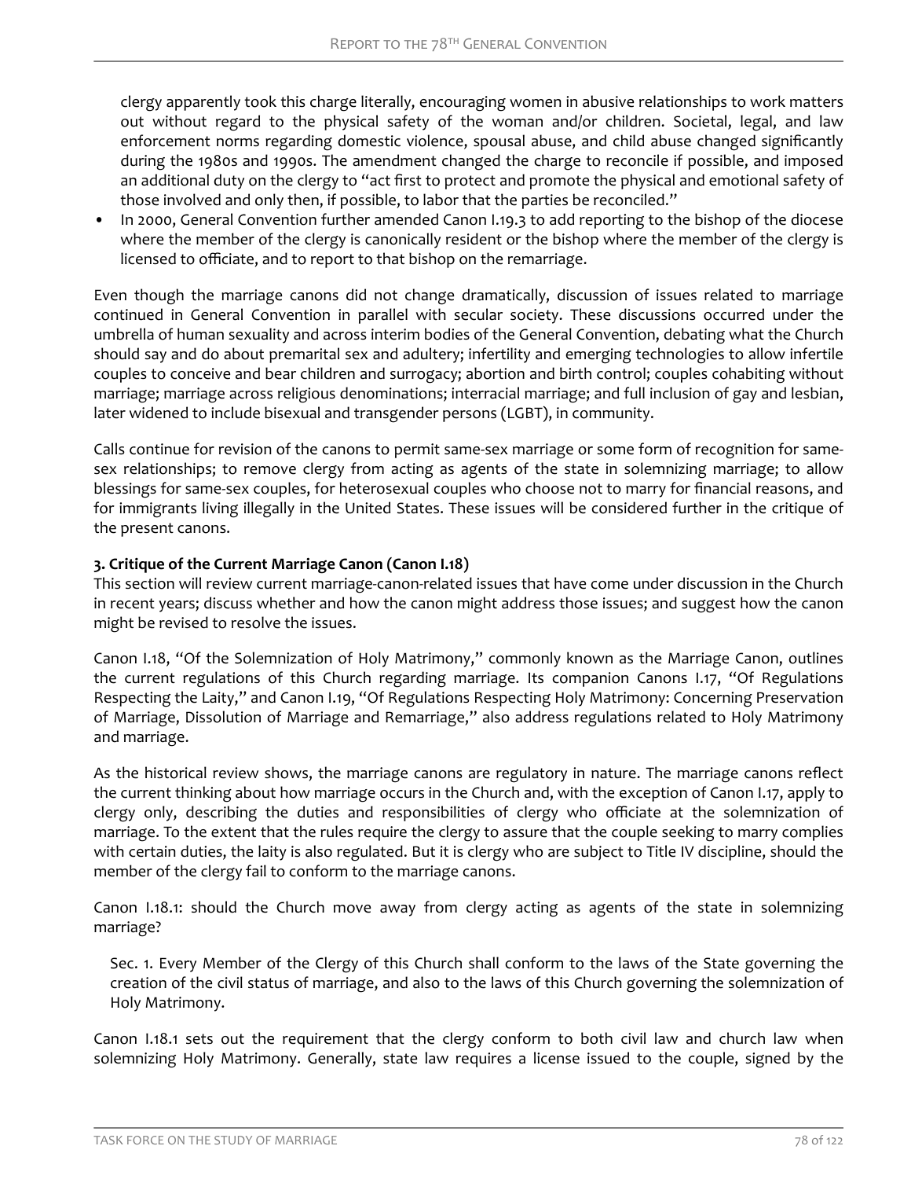clergy apparently took this charge literally, encouraging women in abusive relationships to work matters out without regard to the physical safety of the woman and/or children. Societal, legal, and law enforcement norms regarding domestic violence, spousal abuse, and child abuse changed significantly during the 1980s and 1990s. The amendment changed the charge to reconcile if possible, and imposed an additional duty on the clergy to "act first to protect and promote the physical and emotional safety of those involved and only then, if possible, to labor that the parties be reconciled."

- In 2000, General Convention further amended Canon I.19.3 to add reporting to the bishop of the diocese where the member of the clergy is canonically resident or the bishop where the member of the clergy is licensed to officiate, and to report to that bishop on the remarriage.

Even though the marriage canons did not change dramatically, discussion of issues related to marriage continued in General Convention in parallel with secular society. These discussions occurred under the umbrella of human sexuality and across interim bodies of the General Convention, debating what the Church should say and do about premarital sex and adultery; infertility and emerging technologies to allow infertile couples to conceive and bear children and surrogacy; abortion and birth control; couples cohabiting without marriage; marriage across religious denominations; interracial marriage; and full inclusion of gay and lesbian, later widened to include bisexual and transgender persons (LGBT), in community.

Calls continue for revision of the canons to permit same-sex marriage or some form of recognition for same-sex relationships; to remove clergy from acting as agents of the state in solemnizing marriage; to allow blessings for same-sex couples, for heterosexual couples who choose not to marry for financial reasons, and for immigrants living illegally in the United States. These issues will be considered further in the critique of the present canons.

**3. Critique of the Current Marriage Canon (Canon I.18)**

This section will review current marriage-canon-related issues that have come under discussion in the Church in recent years; discuss whether and how the canon might address those issues; and suggest how the canon might be revised to resolve the issues.

Canon I.18, "Of the Solemnization of Holy Matrimony," commonly known as the Marriage Canon, outlines the current regulations of this Church regarding marriage. Its companion Canons I.17, "Of Regulations Respecting the Laity," and Canon I.19, "Of Regulations Respecting Holy Matrimony: Concerning Preservation of Marriage, Dissolution of Marriage and Remarriage," also address regulations related to Holy Matrimony and marriage.

As the historical review shows, the marriage canons are regulatory in nature. The marriage canons reflect the current thinking about how marriage occurs in the Church and, with the exception of Canon I.17, apply to clergy only, describing the duties and responsibilities of clergy who officiate at the solemnization of marriage. To the extent that the rules require the clergy to assure that the couple seeking to marry complies with certain duties, the laity is also regulated. But it is clergy who are subject to Title IV discipline, should the member of the clergy fail to conform to the marriage canons.

Canon I.18.1: should the Church move away from clergy acting as agents of the state in solemnizing marriage?

> Sec. 1. Every Member of the Clergy of this Church shall conform to the laws of the State governing the creation of the civil status of marriage, and also to the laws of this Church governing the solemnization of Holy Matrimony.

Canon I.18.1 sets out the requirement that the clergy conform to both civil law and church law when solemnizing Holy Matrimony. Generally, state law requires a license issued to the couple, signed by the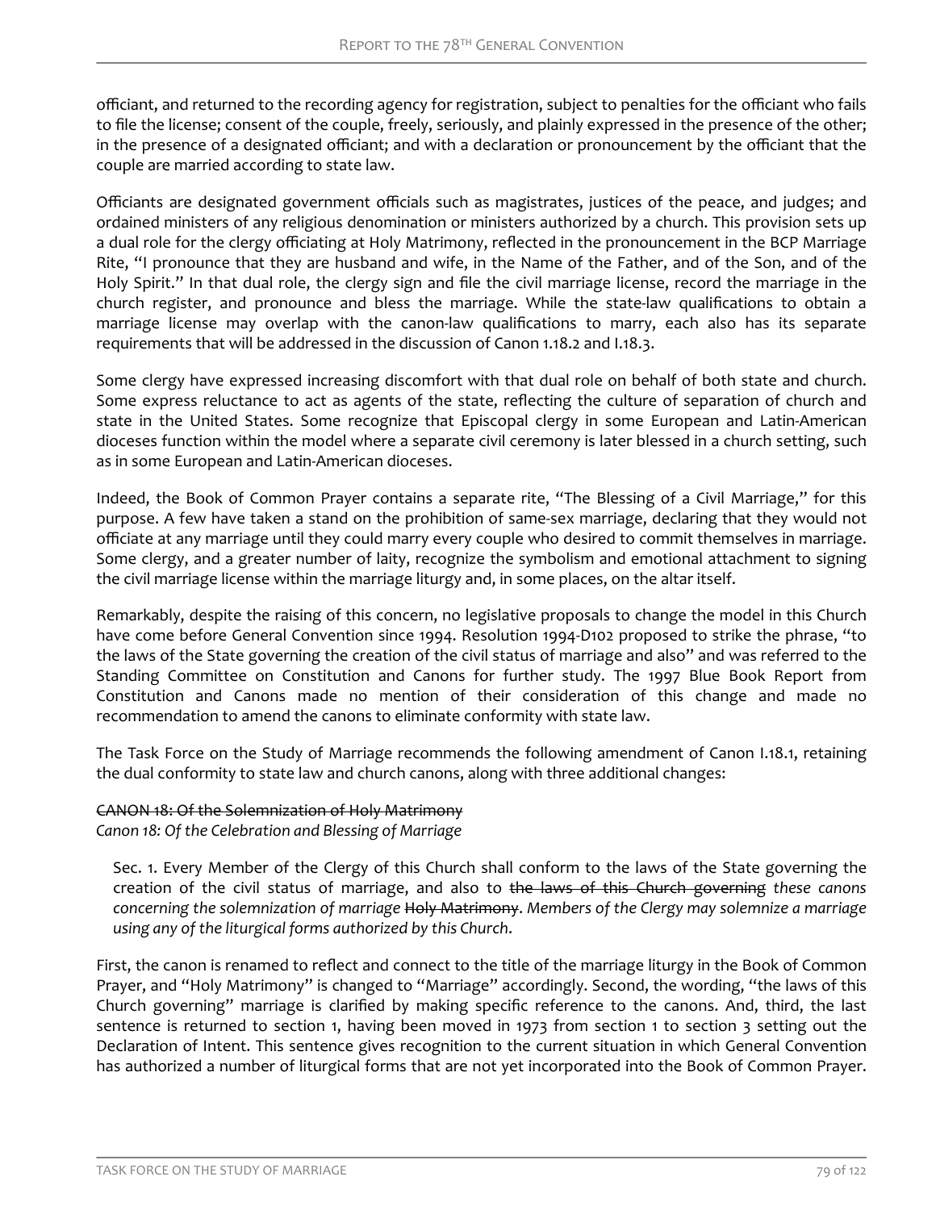officiant, and returned to the recording agency for registration, subject to penalties for the officiant who fails to file the license; consent of the couple, freely, seriously, and plainly expressed in the presence of the other; in the presence of a designated officiant; and with a declaration or pronouncement by the officiant that the couple are married according to state law.

Officiants are designated government officials such as magistrates, justices of the peace, and judges; and ordained ministers of any religious denomination or ministers authorized by a church. This provision sets up a dual role for the clergy officiating at Holy Matrimony, reflected in the pronouncement in the BCP Marriage Rite, “I pronounce that they are husband and wife, in the Name of the Father, and of the Son, and of the Holy Spirit.” In that dual role, the clergy sign and file the civil marriage license, record the marriage in the church register, and pronounce and bless the marriage. While the state-law qualifications to obtain a marriage license may overlap with the canon-law qualifications to marry, each also has its separate requirements that will be addressed in the discussion of Canon 1.18.2 and I.18.3.

Some clergy have expressed increasing discomfort with that dual role on behalf of both state and church. Some express reluctance to act as agents of the state, reflecting the culture of separation of church and state in the United States. Some recognize that Episcopal clergy in some European and Latin-American dioceses function within the model where a separate civil ceremony is later blessed in a church setting, such as in some European and Latin-American dioceses.

Indeed, the Book of Common Prayer contains a separate rite, “The Blessing of a Civil Marriage,” for this purpose. A few have taken a stand on the prohibition of same-sex marriage, declaring that they would not officiate at any marriage until they could marry every couple who desired to commit themselves in marriage. Some clergy, and a greater number of laity, recognize the symbolism and emotional attachment to signing the civil marriage license within the marriage liturgy and, in some places, on the altar itself.

Remarkably, despite the raising of this concern, no legislative proposals to change the model in this Church have come before General Convention since 1994. Resolution 1994-D102 proposed to strike the phrase, “to the laws of the State governing the creation of the civil status of marriage and also” and was referred to the Standing Committee on Constitution and Canons for further study. The 1997 Blue Book Report from Constitution and Canons made no mention of their consideration of this change and made no recommendation to amend the canons to eliminate conformity with state law.

The Task Force on the Study of Marriage recommends the following amendment of Canon I.18.1, retaining the dual conformity to state law and church canons, along with three additional changes:

~~CANON 18: Of the Solemnization of Holy Matrimony~~
*Canon 18: Of the Celebration and Blessing of Marriage*

> Sec. 1. Every Member of the Clergy of this Church shall conform to the laws of the State governing the creation of the civil status of marriage, and also to ~~the laws of this Church governing~~ *these canons concerning the solemnization of marriage* ~~Holy Matrimony~~. *Members of the Clergy may solemnize a marriage using any of the liturgical forms authorized by this Church.*

First, the canon is renamed to reflect and connect to the title of the marriage liturgy in the Book of Common Prayer, and “Holy Matrimony” is changed to “Marriage” accordingly. Second, the wording, “the laws of this Church governing” marriage is clarified by making specific reference to the canons. And, third, the last sentence is returned to section 1, having been moved in 1973 from section 1 to section 3 setting out the Declaration of Intent. This sentence gives recognition to the current situation in which General Convention has authorized a number of liturgical forms that are not yet incorporated into the Book of Common Prayer.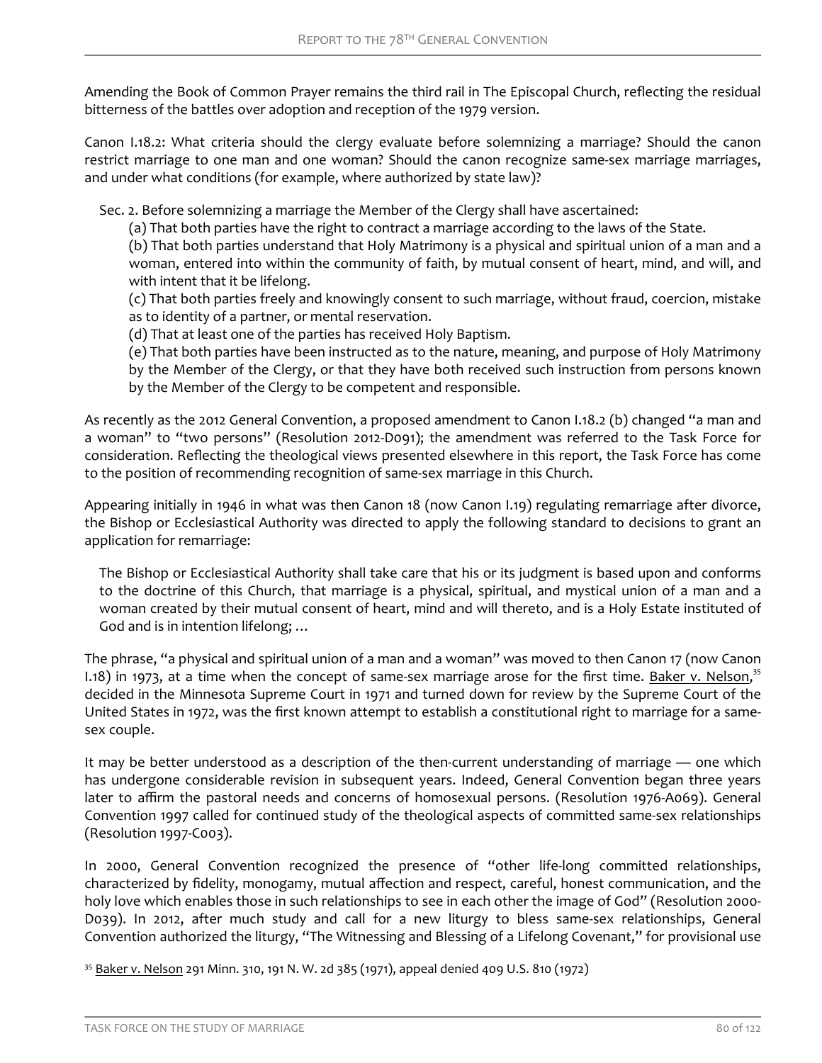Amending the Book of Common Prayer remains the third rail in The Episcopal Church, reflecting the residual bitterness of the battles over adoption and reception of the 1979 version.

Canon I.18.2: What criteria should the clergy evaluate before solemnizing a marriage? Should the canon restrict marriage to one man and one woman? Should the canon recognize same-sex marriage marriages, and under what conditions (for example, where authorized by state law)?

> Sec. 2. Before solemnizing a marriage the Member of the Clergy shall have ascertained:
>
> (a) That both parties have the right to contract a marriage according to the laws of the State.
>
> (b) That both parties understand that Holy Matrimony is a physical and spiritual union of a man and a woman, entered into within the community of faith, by mutual consent of heart, mind, and will, and with intent that it be lifelong.
>
> (c) That both parties freely and knowingly consent to such marriage, without fraud, coercion, mistake as to identity of a partner, or mental reservation.
>
> (d) That at least one of the parties has received Holy Baptism.
>
> (e) That both parties have been instructed as to the nature, meaning, and purpose of Holy Matrimony by the Member of the Clergy, or that they have both received such instruction from persons known by the Member of the Clergy to be competent and responsible.

As recently as the 2012 General Convention, a proposed amendment to Canon I.18.2 (b) changed "a man and a woman" to "two persons" (Resolution 2012-D091); the amendment was referred to the Task Force for consideration. Reflecting the theological views presented elsewhere in this report, the Task Force has come to the position of recommending recognition of same-sex marriage in this Church.

Appearing initially in 1946 in what was then Canon 18 (now Canon I.19) regulating remarriage after divorce, the Bishop or Ecclesiastical Authority was directed to apply the following standard to decisions to grant an application for remarriage:

> The Bishop or Ecclesiastical Authority shall take care that his or its judgment is based upon and conforms to the doctrine of this Church, that marriage is a physical, spiritual, and mystical union of a man and a woman created by their mutual consent of heart, mind and will thereto, and is a Holy Estate instituted of God and is in intention lifelong; …

The phrase, "a physical and spiritual union of a man and a woman" was moved to then Canon 17 (now Canon I.18) in 1973, at a time when the concept of same-sex marriage arose for the first time. Baker v. Nelson,[35] decided in the Minnesota Supreme Court in 1971 and turned down for review by the Supreme Court of the United States in 1972, was the first known attempt to establish a constitutional right to marriage for a same-sex couple.

It may be better understood as a description of the then-current understanding of marriage — one which has undergone considerable revision in subsequent years. Indeed, General Convention began three years later to affirm the pastoral needs and concerns of homosexual persons. (Resolution 1976-A069). General Convention 1997 called for continued study of the theological aspects of committed same-sex relationships (Resolution 1997-C003).

In 2000, General Convention recognized the presence of "other life-long committed relationships, characterized by fidelity, monogamy, mutual affection and respect, careful, honest communication, and the holy love which enables those in such relationships to see in each other the image of God" (Resolution 2000-D039). In 2012, after much study and call for a new liturgy to bless same-sex relationships, General Convention authorized the liturgy, "The Witnessing and Blessing of a Lifelong Covenant," for provisional use

[35] Baker v. Nelson 291 Minn. 310, 191 N. W. 2d 385 (1971), appeal denied 409 U.S. 810 (1972)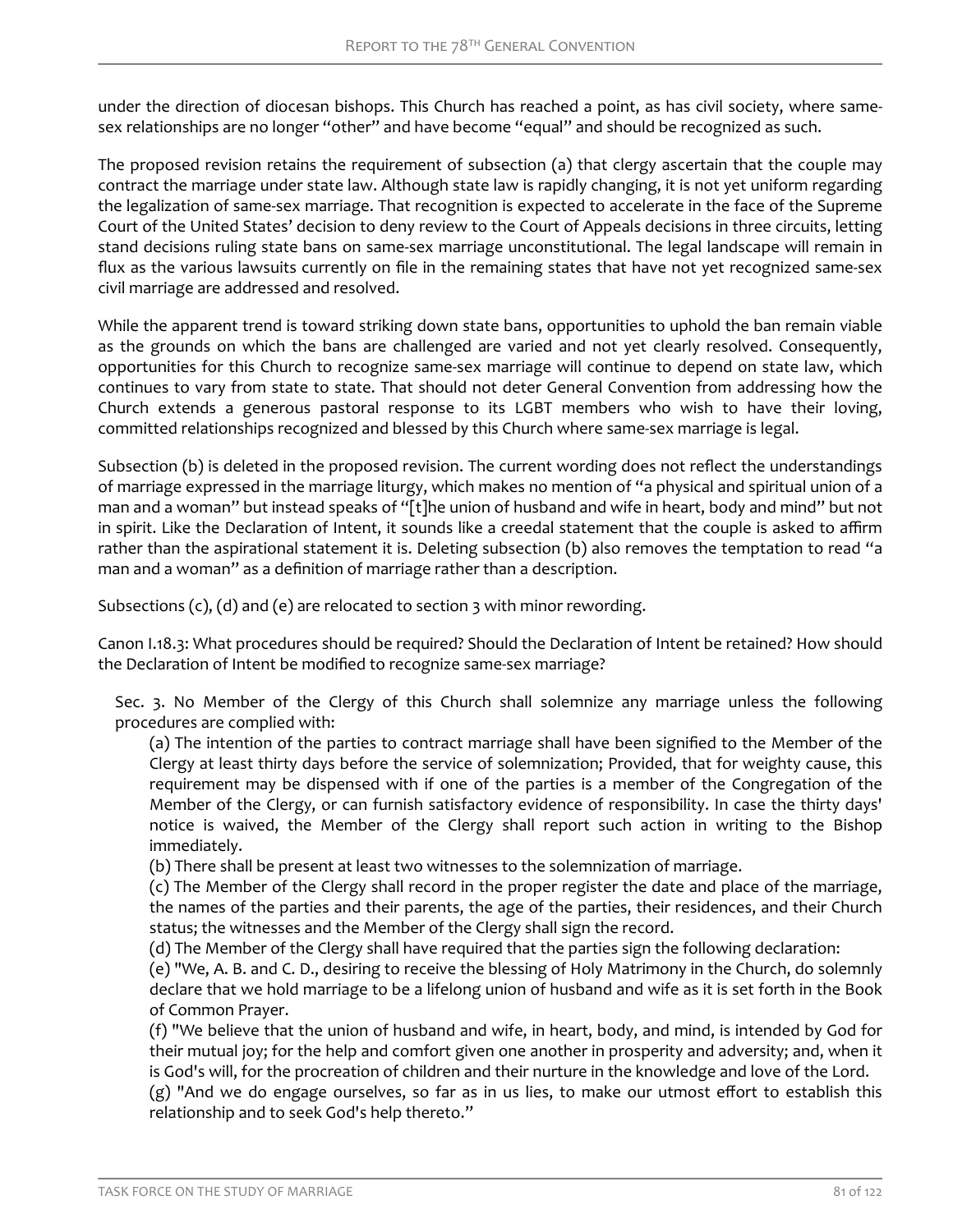under the direction of diocesan bishops. This Church has reached a point, as has civil society, where same-sex relationships are no longer "other" and have become "equal" and should be recognized as such.

The proposed revision retains the requirement of subsection (a) that clergy ascertain that the couple may contract the marriage under state law. Although state law is rapidly changing, it is not yet uniform regarding the legalization of same-sex marriage. That recognition is expected to accelerate in the face of the Supreme Court of the United States' decision to deny review to the Court of Appeals decisions in three circuits, letting stand decisions ruling state bans on same-sex marriage unconstitutional. The legal landscape will remain in flux as the various lawsuits currently on file in the remaining states that have not yet recognized same-sex civil marriage are addressed and resolved.

While the apparent trend is toward striking down state bans, opportunities to uphold the ban remain viable as the grounds on which the bans are challenged are varied and not yet clearly resolved. Consequently, opportunities for this Church to recognize same-sex marriage will continue to depend on state law, which continues to vary from state to state. That should not deter General Convention from addressing how the Church extends a generous pastoral response to its LGBT members who wish to have their loving, committed relationships recognized and blessed by this Church where same-sex marriage is legal.

Subsection (b) is deleted in the proposed revision. The current wording does not reflect the understandings of marriage expressed in the marriage liturgy, which makes no mention of "a physical and spiritual union of a man and a woman" but instead speaks of "[t]he union of husband and wife in heart, body and mind" but not in spirit. Like the Declaration of Intent, it sounds like a creedal statement that the couple is asked to affirm rather than the aspirational statement it is. Deleting subsection (b) also removes the temptation to read "a man and a woman" as a definition of marriage rather than a description.

Subsections (c), (d) and (e) are relocated to section 3 with minor rewording.

Canon I.18.3: What procedures should be required? Should the Declaration of Intent be retained? How should the Declaration of Intent be modified to recognize same-sex marriage?

> Sec. 3. No Member of the Clergy of this Church shall solemnize any marriage unless the following procedures are complied with:
>
> (a) The intention of the parties to contract marriage shall have been signified to the Member of the Clergy at least thirty days before the service of solemnization; Provided, that for weighty cause, this requirement may be dispensed with if one of the parties is a member of the Congregation of the Member of the Clergy, or can furnish satisfactory evidence of responsibility. In case the thirty days' notice is waived, the Member of the Clergy shall report such action in writing to the Bishop immediately.
>
> (b) There shall be present at least two witnesses to the solemnization of marriage.
>
> (c) The Member of the Clergy shall record in the proper register the date and place of the marriage, the names of the parties and their parents, the age of the parties, their residences, and their Church status; the witnesses and the Member of the Clergy shall sign the record.
>
> (d) The Member of the Clergy shall have required that the parties sign the following declaration:
>
> (e) "We, A. B. and C. D., desiring to receive the blessing of Holy Matrimony in the Church, do solemnly declare that we hold marriage to be a lifelong union of husband and wife as it is set forth in the Book of Common Prayer.
>
> (f) "We believe that the union of husband and wife, in heart, body, and mind, is intended by God for their mutual joy; for the help and comfort given one another in prosperity and adversity; and, when it is God's will, for the procreation of children and their nurture in the knowledge and love of the Lord.
>
> (g) "And we do engage ourselves, so far as in us lies, to make our utmost effort to establish this relationship and to seek God's help thereto."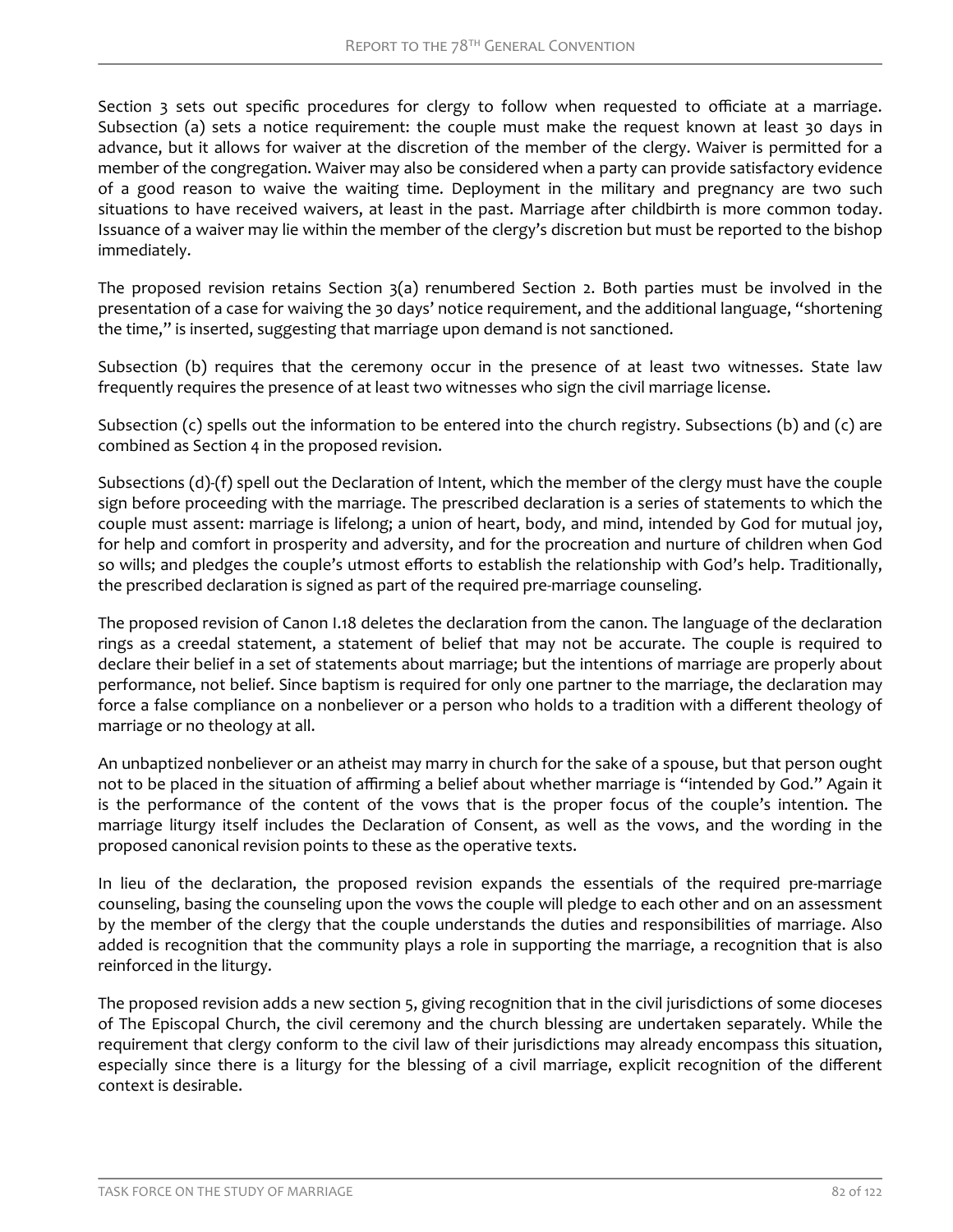Section 3 sets out specific procedures for clergy to follow when requested to officiate at a marriage. Subsection (a) sets a notice requirement: the couple must make the request known at least 30 days in advance, but it allows for waiver at the discretion of the member of the clergy. Waiver is permitted for a member of the congregation. Waiver may also be considered when a party can provide satisfactory evidence of a good reason to waive the waiting time. Deployment in the military and pregnancy are two such situations to have received waivers, at least in the past. Marriage after childbirth is more common today. Issuance of a waiver may lie within the member of the clergy's discretion but must be reported to the bishop immediately.

The proposed revision retains Section 3(a) renumbered Section 2. Both parties must be involved in the presentation of a case for waiving the 30 days' notice requirement, and the additional language, "shortening the time," is inserted, suggesting that marriage upon demand is not sanctioned.

Subsection (b) requires that the ceremony occur in the presence of at least two witnesses. State law frequently requires the presence of at least two witnesses who sign the civil marriage license.

Subsection (c) spells out the information to be entered into the church registry. Subsections (b) and (c) are combined as Section 4 in the proposed revision.

Subsections (d)-(f) spell out the Declaration of Intent, which the member of the clergy must have the couple sign before proceeding with the marriage. The prescribed declaration is a series of statements to which the couple must assent: marriage is lifelong; a union of heart, body, and mind, intended by God for mutual joy, for help and comfort in prosperity and adversity, and for the procreation and nurture of children when God so wills; and pledges the couple's utmost efforts to establish the relationship with God's help. Traditionally, the prescribed declaration is signed as part of the required pre-marriage counseling.

The proposed revision of Canon I.18 deletes the declaration from the canon. The language of the declaration rings as a creedal statement, a statement of belief that may not be accurate. The couple is required to declare their belief in a set of statements about marriage; but the intentions of marriage are properly about performance, not belief. Since baptism is required for only one partner to the marriage, the declaration may force a false compliance on a nonbeliever or a person who holds to a tradition with a different theology of marriage or no theology at all.

An unbaptized nonbeliever or an atheist may marry in church for the sake of a spouse, but that person ought not to be placed in the situation of affirming a belief about whether marriage is "intended by God." Again it is the performance of the content of the vows that is the proper focus of the couple's intention. The marriage liturgy itself includes the Declaration of Consent, as well as the vows, and the wording in the proposed canonical revision points to these as the operative texts.

In lieu of the declaration, the proposed revision expands the essentials of the required pre-marriage counseling, basing the counseling upon the vows the couple will pledge to each other and on an assessment by the member of the clergy that the couple understands the duties and responsibilities of marriage. Also added is recognition that the community plays a role in supporting the marriage, a recognition that is also reinforced in the liturgy.

The proposed revision adds a new section 5, giving recognition that in the civil jurisdictions of some dioceses of The Episcopal Church, the civil ceremony and the church blessing are undertaken separately. While the requirement that clergy conform to the civil law of their jurisdictions may already encompass this situation, especially since there is a liturgy for the blessing of a civil marriage, explicit recognition of the different context is desirable.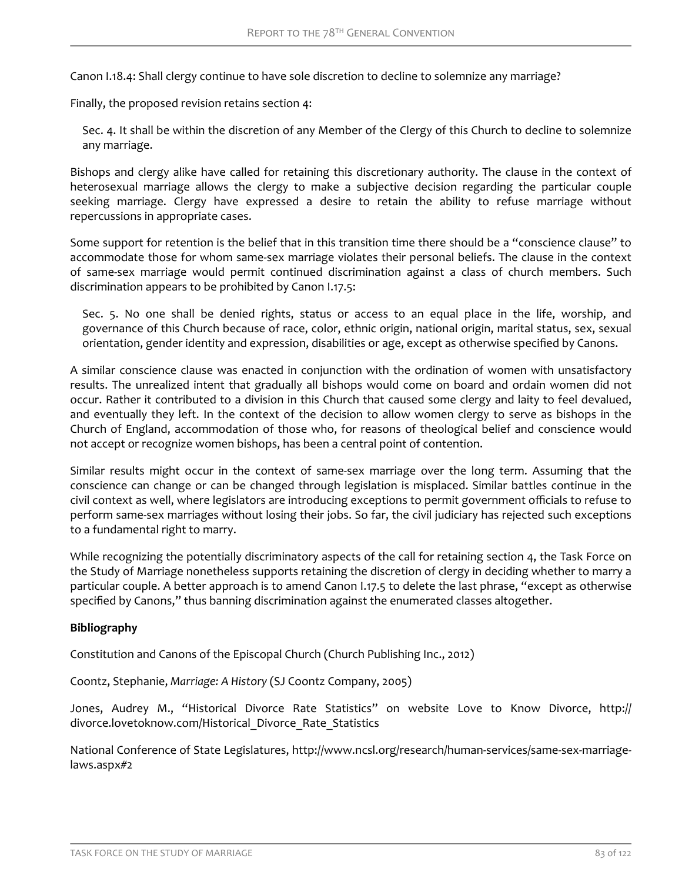Canon I.18.4: Shall clergy continue to have sole discretion to decline to solemnize any marriage?

Finally, the proposed revision retains section 4:

> Sec. 4. It shall be within the discretion of any Member of the Clergy of this Church to decline to solemnize any marriage.

Bishops and clergy alike have called for retaining this discretionary authority. The clause in the context of heterosexual marriage allows the clergy to make a subjective decision regarding the particular couple seeking marriage. Clergy have expressed a desire to retain the ability to refuse marriage without repercussions in appropriate cases.

Some support for retention is the belief that in this transition time there should be a "conscience clause" to accommodate those for whom same-sex marriage violates their personal beliefs. The clause in the context of same-sex marriage would permit continued discrimination against a class of church members. Such discrimination appears to be prohibited by Canon I.17.5:

> Sec. 5. No one shall be denied rights, status or access to an equal place in the life, worship, and governance of this Church because of race, color, ethnic origin, national origin, marital status, sex, sexual orientation, gender identity and expression, disabilities or age, except as otherwise specified by Canons.

A similar conscience clause was enacted in conjunction with the ordination of women with unsatisfactory results. The unrealized intent that gradually all bishops would come on board and ordain women did not occur. Rather it contributed to a division in this Church that caused some clergy and laity to feel devalued, and eventually they left. In the context of the decision to allow women clergy to serve as bishops in the Church of England, accommodation of those who, for reasons of theological belief and conscience would not accept or recognize women bishops, has been a central point of contention.

Similar results might occur in the context of same-sex marriage over the long term. Assuming that the conscience can change or can be changed through legislation is misplaced. Similar battles continue in the civil context as well, where legislators are introducing exceptions to permit government officials to refuse to perform same-sex marriages without losing their jobs. So far, the civil judiciary has rejected such exceptions to a fundamental right to marry.

While recognizing the potentially discriminatory aspects of the call for retaining section 4, the Task Force on the Study of Marriage nonetheless supports retaining the discretion of clergy in deciding whether to marry a particular couple. A better approach is to amend Canon I.17.5 to delete the last phrase, "except as otherwise specified by Canons," thus banning discrimination against the enumerated classes altogether.

**Bibliography**

Constitution and Canons of the Episcopal Church (Church Publishing Inc., 2012)

Coontz, Stephanie, *Marriage: A History* (SJ Coontz Company, 2005)

Jones, Audrey M., "Historical Divorce Rate Statistics" on website Love to Know Divorce, http://divorce.lovetoknow.com/Historical_Divorce_Rate_Statistics

National Conference of State Legislatures, http://www.ncsl.org/research/human-services/same-sex-marriage-laws.aspx#2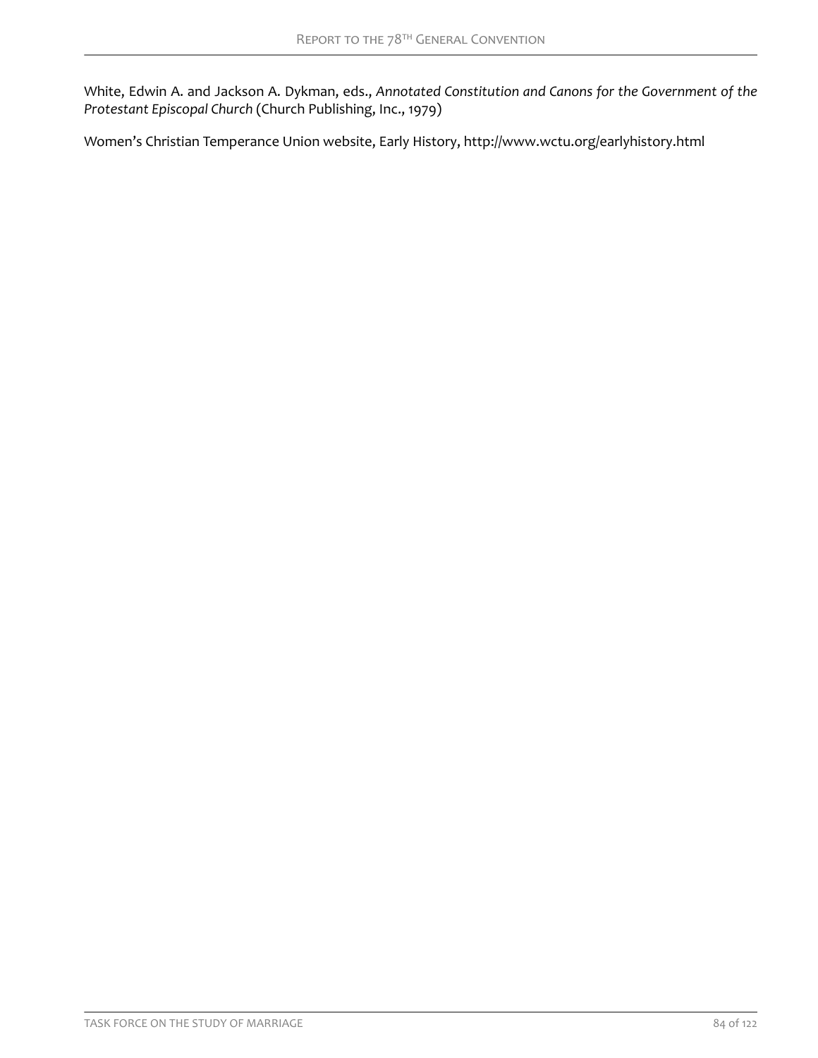White, Edwin A. and Jackson A. Dykman, eds., *Annotated Constitution and Canons for the Government of the Protestant Episcopal Church* (Church Publishing, Inc., 1979)

Women's Christian Temperance Union website, Early History, http://www.wctu.org/earlyhistory.html